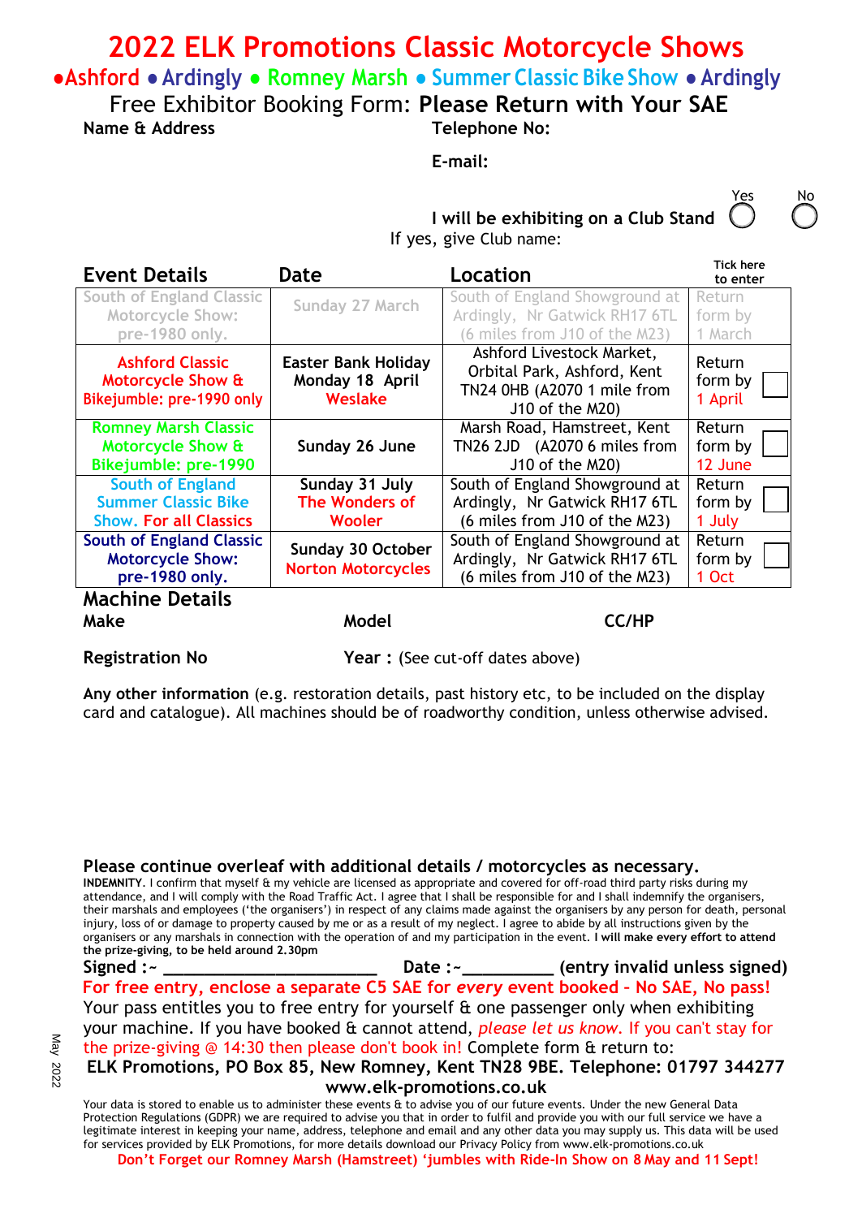# 2022 ELK Promotions Classic Motorcycle Shows

## •Ashford • Ardingly • Romney Marsh • Summer Classic Bike Show • Ardingly

Free Exhibitor Booking Form: **Please Return with Your SAE**

**Name & Address**

**Telephone No:**

**E-mail:**

**I will be exhibiting on a Club Stand** Yes ◯ No ◯

If yes, give Club name:

| Event Details | Date | Location | Tick here to enter |
|---|---|---|---|
| South of England Classic Motorcycle Show: pre-1980 only. | Sunday 27 March | South of England Showground at Ardingly, Nr Gatwick RH17 6TL (6 miles from J10 of the M23) | Return form by 1 March |
| Ashford Classic Motorcycle Show & Bikejumble: pre-1990 only | Easter Bank Holiday Monday 18 April Weslake | Ashford Livestock Market, Orbital Park, Ashford, Kent TN24 0HB (A2070 1 mile from J10 of the M20) | Return form by 1 April ☐ |
| Romney Marsh Classic Motorcycle Show & Bikejumble: pre-1990 | Sunday 26 June | Marsh Road, Hamstreet, Kent TN26 2JD (A2070 6 miles from J10 of the M20) | Return form by 12 June ☐ |
| South of England Summer Classic Bike Show. For all Classics | Sunday 31 July The Wonders of Wooler | South of England Showground at Ardingly, Nr Gatwick RH17 6TL (6 miles from J10 of the M23) | Return form by 1 July ☐ |
| South of England Classic Motorcycle Show: pre-1980 only. | Sunday 30 October Norton Motorcycles | South of England Showground at Ardingly, Nr Gatwick RH17 6TL (6 miles from J10 of the M23) | Return form by 1 Oct ☐ |

## Machine Details

**Make** **Model** **CC/HP**

**Registration No** **Year :** (See cut-off dates above)

**Any other information** (e.g. restoration details, past history etc, to be included on the display card and catalogue). All machines should be of roadworthy condition, unless otherwise advised.

### Please continue overleaf with additional details / motorcycles as necessary.

**INDEMNITY**. I confirm that myself & my vehicle are licensed as appropriate and covered for off-road third party risks during my attendance, and I will comply with the Road Traffic Act. I agree that I shall be responsible for and I shall indemnify the organisers, their marshals and employees ('the organisers') in respect of any claims made against the organisers by any person for death, personal injury, loss of or damage to property caused by me or as a result of my neglect. I agree to abide by all instructions given by the organisers or any marshals in connection with the operation of and my participation in the event. **I will make every effort to attend the prize-giving, to be held around 2.30pm**

**Signed :~ ______________________ Date :~_________ (entry invalid unless signed)**

**For free entry, enclose a separate C5 SAE for *every* event booked – No SAE, No pass!**

Your pass entitles you to free entry for yourself & one passenger only when exhibiting your machine. If you have booked & cannot attend, *please let us know*. If you can't stay for the prize-giving @ 14:30 then please don't book in! Complete form & return to:

**ELK Promotions, PO Box 85, New Romney, Kent TN28 9BE. Telephone: 01797 344277**

**www.elk-promotions.co.uk**

Your data is stored to enable us to administer these events & to advise you of our future events. Under the new General Data Protection Regulations (GDPR) we are required to advise you that in order to fulfil and provide you with our full service we have a legitimate interest in keeping your name, address, telephone and email and any other data you may supply us. This data will be used for services provided by ELK Promotions, for more details download our Privacy Policy from www.elk-promotions.co.uk

**Don't Forget our Romney Marsh (Hamstreet) 'jumbles with Ride-In Show on 8 May and 11 Sept!**

May 2022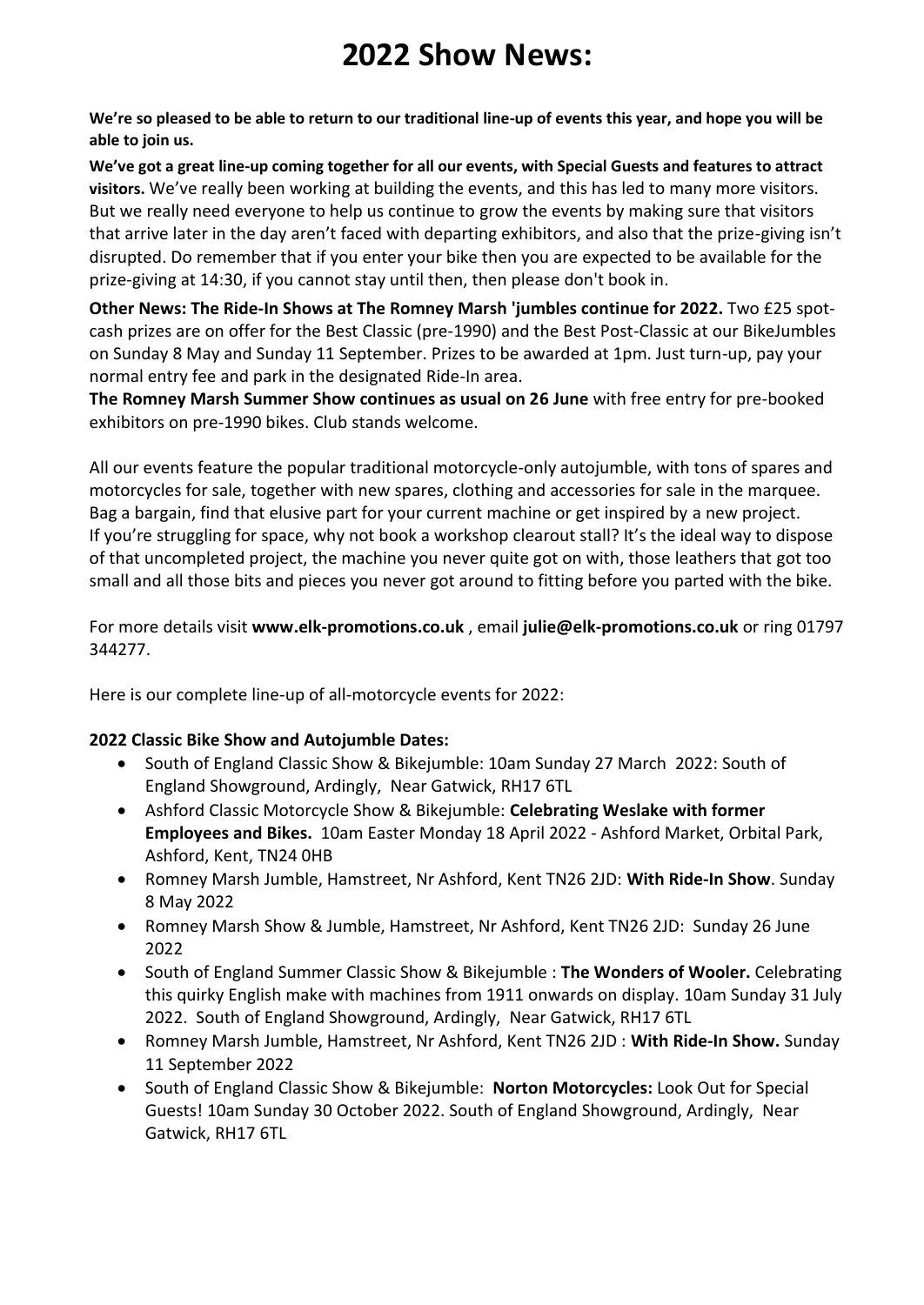# 2022 Show News:

**We're so pleased to be able to return to our traditional line-up of events this year, and hope you will be able to join us.**

**We've got a great line-up coming together for all our events, with Special Guests and features to attract visitors.** We've really been working at building the events, and this has led to many more visitors. But we really need everyone to help us continue to grow the events by making sure that visitors that arrive later in the day aren't faced with departing exhibitors, and also that the prize-giving isn't disrupted. Do remember that if you enter your bike then you are expected to be available for the prize-giving at 14:30, if you cannot stay until then, then please don't book in.

**Other News: The Ride-In Shows at The Romney Marsh 'jumbles continue for 2022.** Two £25 spot-cash prizes are on offer for the Best Classic (pre-1990) and the Best Post-Classic at our BikeJumbles on Sunday 8 May and Sunday 11 September. Prizes to be awarded at 1pm. Just turn-up, pay your normal entry fee and park in the designated Ride-In area.

**The Romney Marsh Summer Show continues as usual on 26 June** with free entry for pre-booked exhibitors on pre-1990 bikes. Club stands welcome.

All our events feature the popular traditional motorcycle-only autojumble, with tons of spares and motorcycles for sale, together with new spares, clothing and accessories for sale in the marquee. Bag a bargain, find that elusive part for your current machine or get inspired by a new project. If you're struggling for space, why not book a workshop clearout stall? It's the ideal way to dispose of that uncompleted project, the machine you never quite got on with, those leathers that got too small and all those bits and pieces you never got around to fitting before you parted with the bike.

For more details visit **www.elk-promotions.co.uk** , email **julie@elk-promotions.co.uk** or ring 01797 344277.

Here is our complete line-up of all-motorcycle events for 2022:

**2022 Classic Bike Show and Autojumble Dates:**

- South of England Classic Show & Bikejumble: 10am Sunday 27 March 2022: South of England Showground, Ardingly, Near Gatwick, RH17 6TL
- Ashford Classic Motorcycle Show & Bikejumble: **Celebrating Weslake with former Employees and Bikes.** 10am Easter Monday 18 April 2022 - Ashford Market, Orbital Park, Ashford, Kent, TN24 0HB
- Romney Marsh Jumble, Hamstreet, Nr Ashford, Kent TN26 2JD: **With Ride-In Show**. Sunday 8 May 2022
- Romney Marsh Show & Jumble, Hamstreet, Nr Ashford, Kent TN26 2JD: Sunday 26 June 2022
- South of England Summer Classic Show & Bikejumble : **The Wonders of Wooler.** Celebrating this quirky English make with machines from 1911 onwards on display. 10am Sunday 31 July 2022. South of England Showground, Ardingly, Near Gatwick, RH17 6TL
- Romney Marsh Jumble, Hamstreet, Nr Ashford, Kent TN26 2JD : **With Ride-In Show.** Sunday 11 September 2022
- South of England Classic Show & Bikejumble: **Norton Motorcycles:** Look Out for Special Guests! 10am Sunday 30 October 2022. South of England Showground, Ardingly, Near Gatwick, RH17 6TL